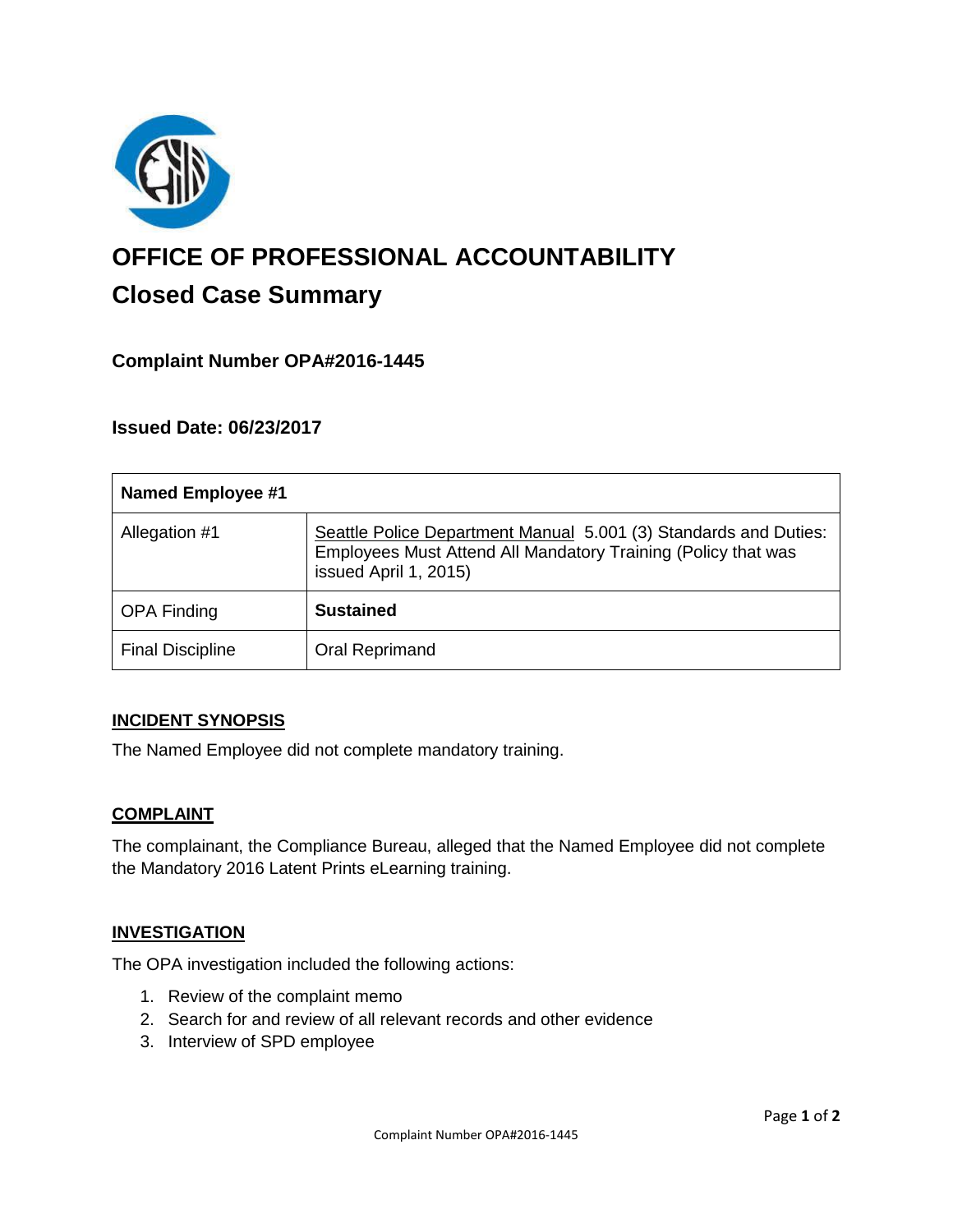# OFFICE OF PROFESSIONAL ACCOUNTABILITY

## Closed Case Summary

### Complaint Number OPA#2016-1445

### Issued Date: 06/23/2017

| Named Employee #1 | |
| --- | --- |
| Allegation #1 | Seattle Police Department Manual 5.001 (3) Standards and Duties: Employees Must Attend All Mandatory Training (Policy that was issued April 1, 2015) |
| OPA Finding | **Sustained** |
| Final Discipline | Oral Reprimand |

**INCIDENT SYNOPSIS**

The Named Employee did not complete mandatory training.

**COMPLAINT**

The complainant, the Compliance Bureau, alleged that the Named Employee did not complete the Mandatory 2016 Latent Prints eLearning training.

**INVESTIGATION**

The OPA investigation included the following actions:

1. Review of the complaint memo
2. Search for and review of all relevant records and other evidence
3. Interview of SPD employee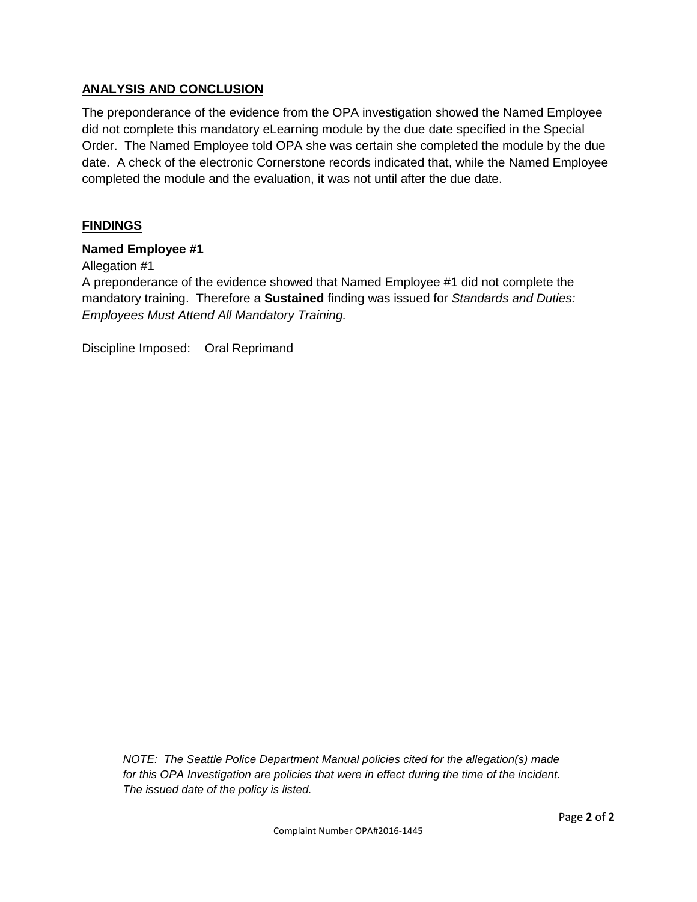## ANALYSIS AND CONCLUSION

The preponderance of the evidence from the OPA investigation showed the Named Employee did not complete this mandatory eLearning module by the due date specified in the Special Order. The Named Employee told OPA she was certain she completed the module by the due date. A check of the electronic Cornerstone records indicated that, while the Named Employee completed the module and the evaluation, it was not until after the due date.

## FINDINGS

**Named Employee #1**

Allegation #1

A preponderance of the evidence showed that Named Employee #1 did not complete the mandatory training. Therefore a **Sustained** finding was issued for *Standards and Duties: Employees Must Attend All Mandatory Training.*

Discipline Imposed: Oral Reprimand

*NOTE: The Seattle Police Department Manual policies cited for the allegation(s) made for this OPA Investigation are policies that were in effect during the time of the incident. The issued date of the policy is listed.*

Complaint Number OPA#2016-1445